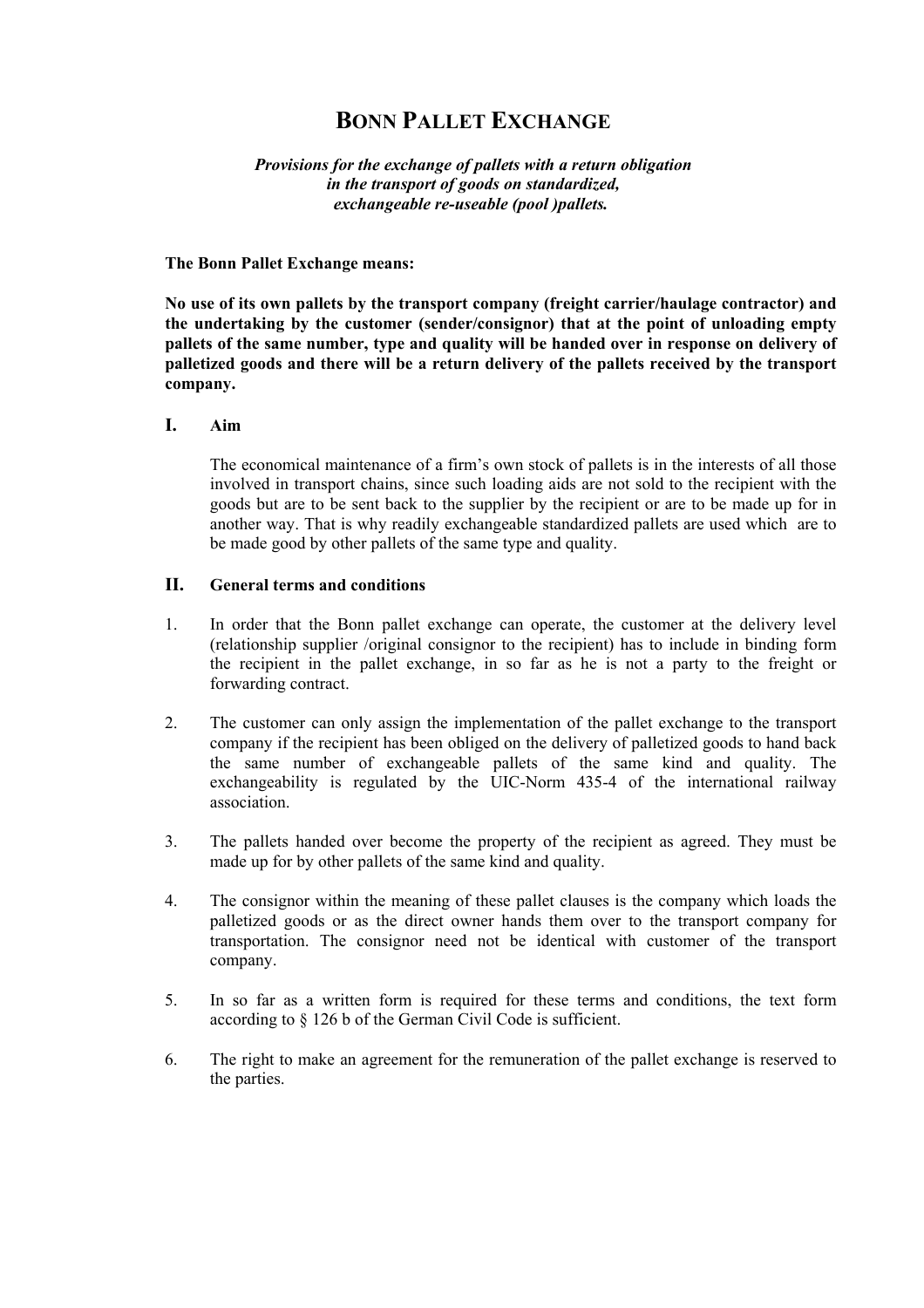# BONN PALLET EXCHANGE

*Provisions for the exchange of pallets with a return obligation in the transport of goods on standardized, exchangeable re-useable (pool )pallets.*

**The Bonn Pallet Exchange means:**

**No use of its own pallets by the transport company (freight carrier/haulage contractor) and the undertaking by the customer (sender/consignor) that at the point of unloading empty pallets of the same number, type and quality will be handed over in response on delivery of palletized goods and there will be a return delivery of the pallets received by the transport company.**

## I. Aim

The economical maintenance of a firm's own stock of pallets is in the interests of all those involved in transport chains, since such loading aids are not sold to the recipient with the goods but are to be sent back to the supplier by the recipient or are to be made up for in another way. That is why readily exchangeable standardized pallets are used which are to be made good by other pallets of the same type and quality.

## II. General terms and conditions

1. In order that the Bonn pallet exchange can operate, the customer at the delivery level (relationship supplier /original consignor to the recipient) has to include in binding form the recipient in the pallet exchange, in so far as he is not a party to the freight or forwarding contract.

2. The customer can only assign the implementation of the pallet exchange to the transport company if the recipient has been obliged on the delivery of palletized goods to hand back the same number of exchangeable pallets of the same kind and quality. The exchangeability is regulated by the UIC-Norm 435-4 of the international railway association.

3. The pallets handed over become the property of the recipient as agreed. They must be made up for by other pallets of the same kind and quality.

4. The consignor within the meaning of these pallet clauses is the company which loads the palletized goods or as the direct owner hands them over to the transport company for transportation. The consignor need not be identical with customer of the transport company.

5. In so far as a written form is required for these terms and conditions, the text form according to § 126 b of the German Civil Code is sufficient.

6. The right to make an agreement for the remuneration of the pallet exchange is reserved to the parties.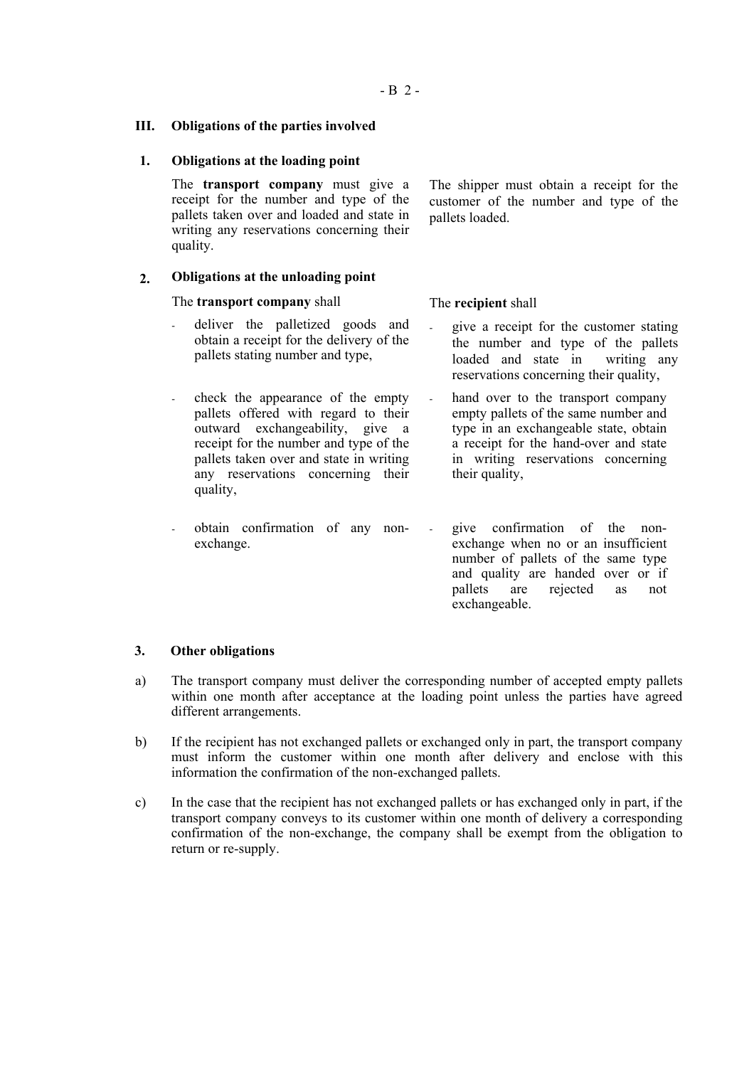## III. Obligations of the parties involved

### 1. Obligations at the loading point

The **transport company** must give a receipt for the number and type of the pallets taken over and loaded and state in writing any reservations concerning their quality.

The shipper must obtain a receipt for the customer of the number and type of the pallets loaded.

### 2. Obligations at the unloading point

The **transport company** shall

- deliver the palletized goods and obtain a receipt for the delivery of the pallets stating number and type,
- check the appearance of the empty pallets offered with regard to their outward exchangeability, give a receipt for the number and type of the pallets taken over and state in writing any reservations concerning their quality,
- obtain confirmation of any non-exchange.

The **recipient** shall

- give a receipt for the customer stating the number and type of the pallets loaded and state in writing any reservations concerning their quality,
- hand over to the transport company empty pallets of the same number and type in an exchangeable state, obtain a receipt for the hand-over and state in writing reservations concerning their quality,
- give confirmation of the non-exchange when no or an insufficient number of pallets of the same type and quality are handed over or if pallets are rejected as not exchangeable.

### 3. Other obligations

a) The transport company must deliver the corresponding number of accepted empty pallets within one month after acceptance at the loading point unless the parties have agreed different arrangements.

b) If the recipient has not exchanged pallets or exchanged only in part, the transport company must inform the customer within one month after delivery and enclose with this information the confirmation of the non-exchanged pallets.

c) In the case that the recipient has not exchanged pallets or has exchanged only in part, if the transport company conveys to its customer within one month of delivery a corresponding confirmation of the non-exchange, the company shall be exempt from the obligation to return or re-supply.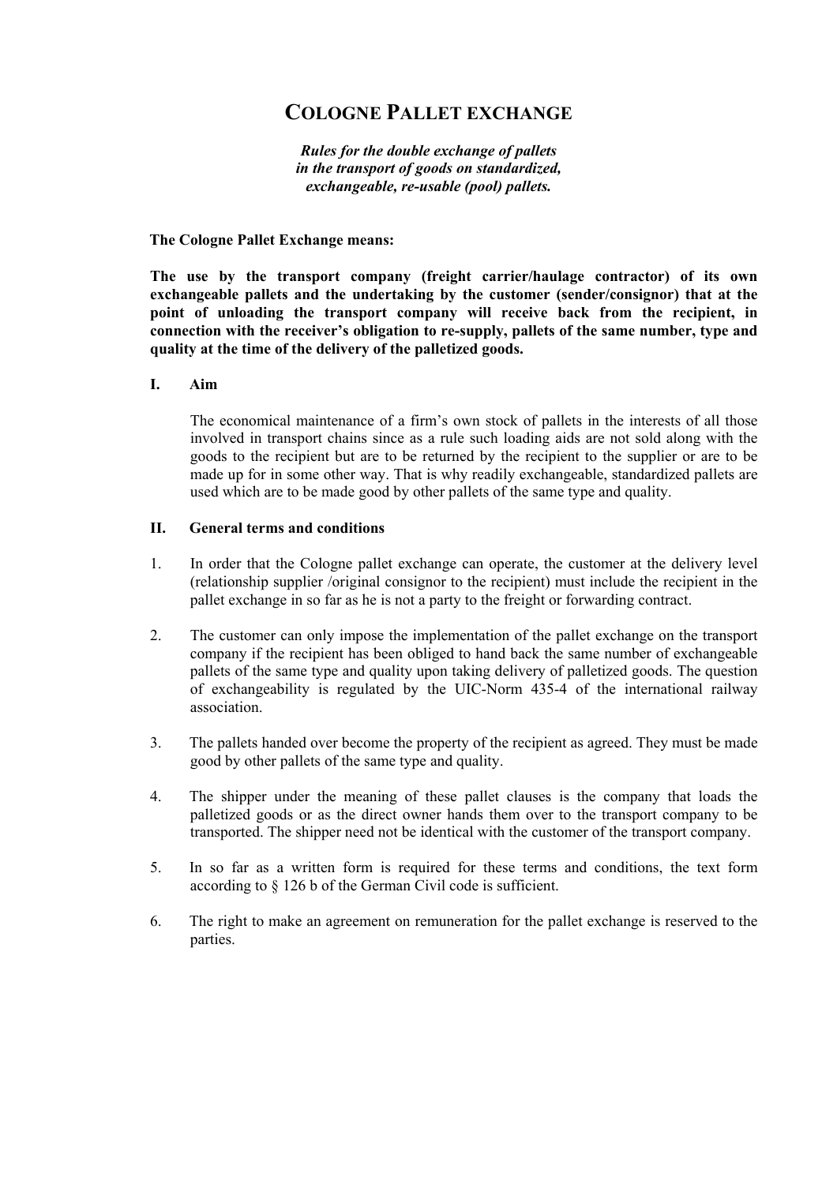# COLOGNE PALLET EXCHANGE

***Rules for the double exchange of pallets in the transport of goods on standardized, exchangeable, re-usable (pool) pallets.***

**The Cologne Pallet Exchange means:**

**The use by the transport company (freight carrier/haulage contractor) of its own exchangeable pallets and the undertaking by the customer (sender/consignor) that at the point of unloading the transport company will receive back from the recipient, in connection with the receiver's obligation to re-supply, pallets of the same number, type and quality at the time of the delivery of the palletized goods.**

## I. Aim

The economical maintenance of a firm's own stock of pallets in the interests of all those involved in transport chains since as a rule such loading aids are not sold along with the goods to the recipient but are to be returned by the recipient to the supplier or are to be made up for in some other way. That is why readily exchangeable, standardized pallets are used which are to be made good by other pallets of the same type and quality.

## II. General terms and conditions

1. In order that the Cologne pallet exchange can operate, the customer at the delivery level (relationship supplier /original consignor to the recipient) must include the recipient in the pallet exchange in so far as he is not a party to the freight or forwarding contract.

2. The customer can only impose the implementation of the pallet exchange on the transport company if the recipient has been obliged to hand back the same number of exchangeable pallets of the same type and quality upon taking delivery of palletized goods. The question of exchangeability is regulated by the UIC-Norm 435-4 of the international railway association.

3. The pallets handed over become the property of the recipient as agreed. They must be made good by other pallets of the same type and quality.

4. The shipper under the meaning of these pallet clauses is the company that loads the palletized goods or as the direct owner hands them over to the transport company to be transported. The shipper need not be identical with the customer of the transport company.

5. In so far as a written form is required for these terms and conditions, the text form according to § 126 b of the German Civil code is sufficient.

6. The right to make an agreement on remuneration for the pallet exchange is reserved to the parties.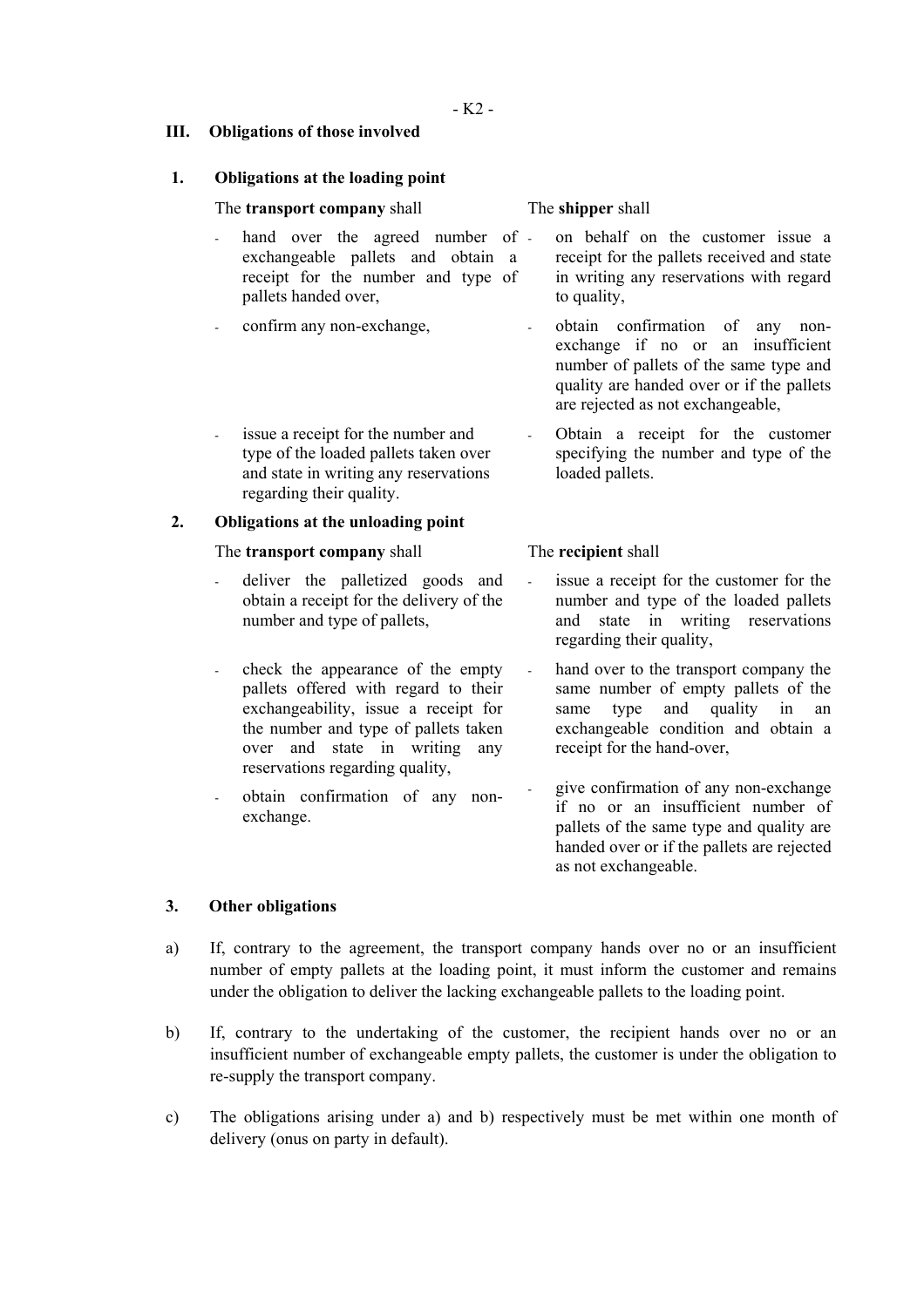## III. Obligations of those involved

### 1. Obligations at the loading point

The **transport company** shall

- hand over the agreed number of exchangeable pallets and obtain a receipt for the number and type of pallets handed over,
- confirm any non-exchange,
- issue a receipt for the number and type of the loaded pallets taken over and state in writing any reservations regarding their quality.

The **shipper** shall

- on behalf on the customer issue a receipt for the pallets received and state in writing any reservations with regard to quality,
- obtain confirmation of any non-exchange if no or an insufficient number of pallets of the same type and quality are handed over or if the pallets are rejected as not exchangeable,
- Obtain a receipt for the customer specifying the number and type of the loaded pallets.

### 2. Obligations at the unloading point

The **transport company** shall

- deliver the palletized goods and obtain a receipt for the delivery of the number and type of pallets,
- check the appearance of the empty pallets offered with regard to their exchangeability, issue a receipt for the number and type of pallets taken over and state in writing any reservations regarding quality,
- obtain confirmation of any non-exchange.

The **recipient** shall

- issue a receipt for the customer for the number and type of the loaded pallets and state in writing reservations regarding their quality,
- hand over to the transport company the same number of empty pallets of the same type and quality in an exchangeable condition and obtain a receipt for the hand-over,
- give confirmation of any non-exchange if no or an insufficient number of pallets of the same type and quality are handed over or if the pallets are rejected as not exchangeable.

### 3. Other obligations

a) If, contrary to the agreement, the transport company hands over no or an insufficient number of empty pallets at the loading point, it must inform the customer and remains under the obligation to deliver the lacking exchangeable pallets to the loading point.

b) If, contrary to the undertaking of the customer, the recipient hands over no or an insufficient number of exchangeable empty pallets, the customer is under the obligation to re-supply the transport company.

c) The obligations arising under a) and b) respectively must be met within one month of delivery (onus on party in default).